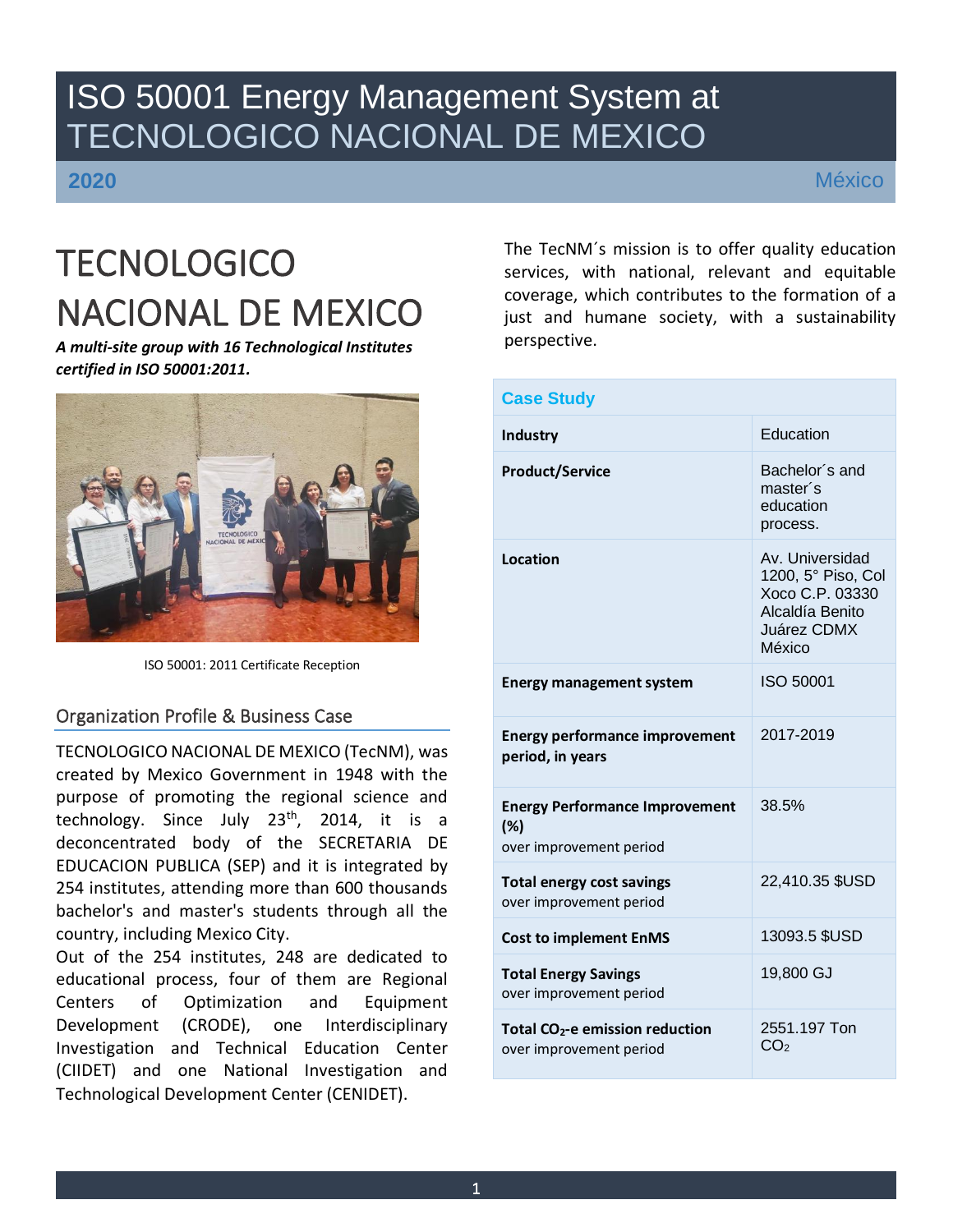# ISO 50001 Energy Management System at TECNOLOGICO NACIONAL DE MEXICO

**2020** México

## TECNOLOGICO NACIONAL DE MEXICO

***A multi-site group with 16 Technological Institutes certified in ISO 50001:2011.***

ISO 50001: 2011 Certificate Reception

### Organization Profile & Business Case

TECNOLOGICO NACIONAL DE MEXICO (TecNM), was created by Mexico Government in 1948 with the purpose of promoting the regional science and technology. Since July 23th, 2014, it is a deconcentrated body of the SECRETARIA DE EDUCACION PUBLICA (SEP) and it is integrated by 254 institutes, attending more than 600 thousands bachelor's and master's students through all the country, including Mexico City.

Out of the 254 institutes, 248 are dedicated to educational process, four of them are Regional Centers of Optimization and Equipment Development (CRODE), one Interdisciplinary Investigation and Technical Education Center (CIIDET) and one National Investigation and Technological Development Center (CENIDET).

The TecNM´s mission is to offer quality education services, with national, relevant and equitable coverage, which contributes to the formation of a just and humane society, with a sustainability perspective.

| Case Study | |
|---|---|
| **Industry** | Education |
| **Product/Service** | Bachelor´s and master´s education process. |
| **Location** | Av. Universidad 1200, 5° Piso, Col Xoco C.P. 03330 Alcaldía Benito Juárez CDMX México |
| **Energy management system** | ISO 50001 |
| **Energy performance improvement period, in years** | 2017-2019 |
| **Energy Performance Improvement (%)** over improvement period | 38.5% |
| **Total energy cost savings** over improvement period | 22,410.35 $USD |
| **Cost to implement EnMS** | 13093.5 $USD |
| **Total Energy Savings** over improvement period | 19,800 GJ |
| **Total $CO_2$-e emission reduction** over improvement period | 2551.197 Ton $CO_2$ |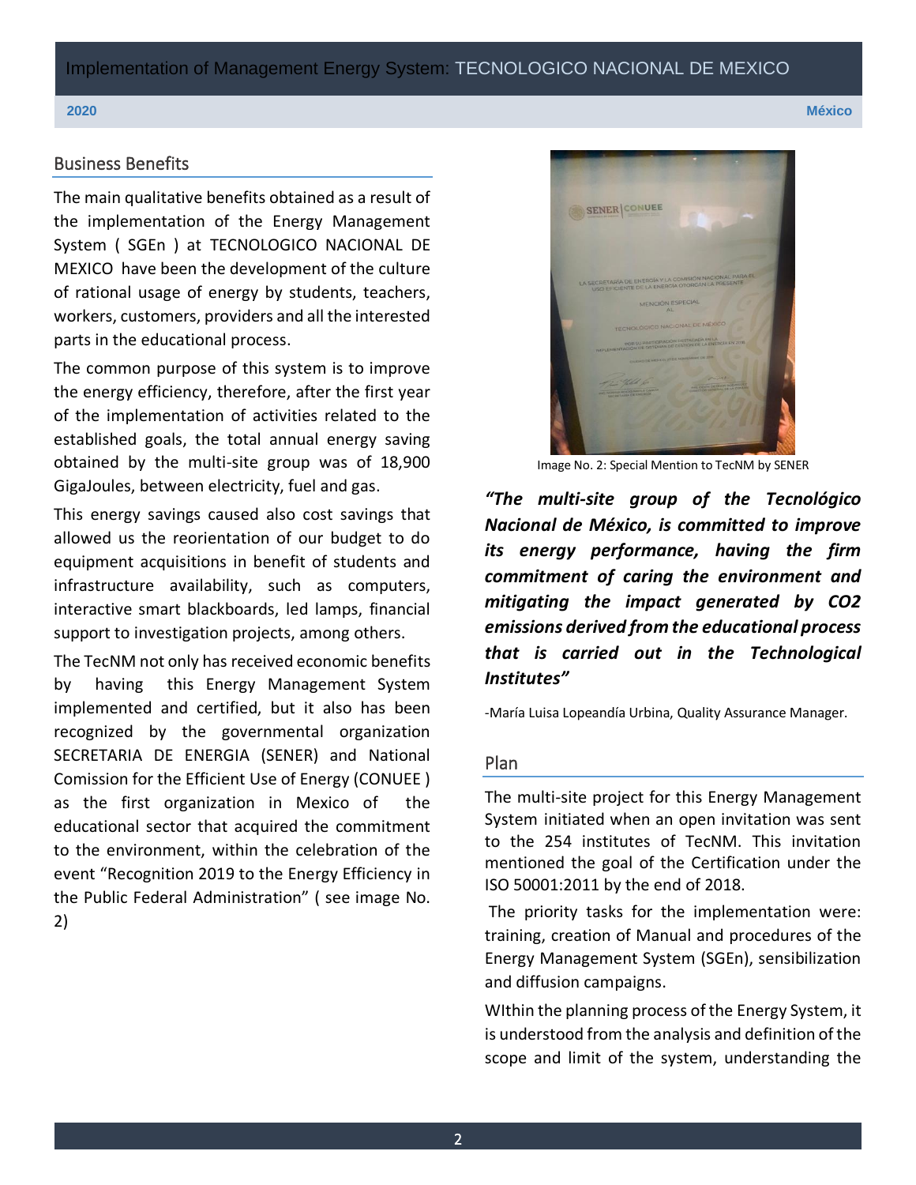## Business Benefits

The main qualitative benefits obtained as a result of the implementation of the Energy Management System ( SGEn ) at TECNOLOGICO NACIONAL DE MEXICO have been the development of the culture of rational usage of energy by students, teachers, workers, customers, providers and all the interested parts in the educational process.

The common purpose of this system is to improve the energy efficiency, therefore, after the first year of the implementation of activities related to the established goals, the total annual energy saving obtained by the multi-site group was of 18,900 GigaJoules, between electricity, fuel and gas.

This energy savings caused also cost savings that allowed us the reorientation of our budget to do equipment acquisitions in benefit of students and infrastructure availability, such as computers, interactive smart blackboards, led lamps, financial support to investigation projects, among others.

The TecNM not only has received economic benefits by having this Energy Management System implemented and certified, but it also has been recognized by the governmental organization SECRETARIA DE ENERGIA (SENER) and National Comission for the Efficient Use of Energy (CONUEE ) as the first organization in Mexico of the educational sector that acquired the commitment to the environment, within the celebration of the event "Recognition 2019 to the Energy Efficiency in the Public Federal Administration" ( see image No. 2)

Image No. 2: Special Mention to TecNM by SENER

***"The multi-site group of the Tecnológico Nacional de México, is committed to improve its energy performance, having the firm commitment of caring the environment and mitigating the impact generated by CO2 emissions derived from the educational process that is carried out in the Technological Institutes"***

-María Luisa Lopeandía Urbina, Quality Assurance Manager.

## Plan

The multi-site project for this Energy Management System initiated when an open invitation was sent to the 254 institutes of TecNM. This invitation mentioned the goal of the Certification under the ISO 50001:2011 by the end of 2018.

The priority tasks for the implementation were: training, creation of Manual and procedures of the Energy Management System (SGEn), sensibilization and diffusion campaigns.

WIthin the planning process of the Energy System, it is understood from the analysis and definition of the scope and limit of the system, understanding the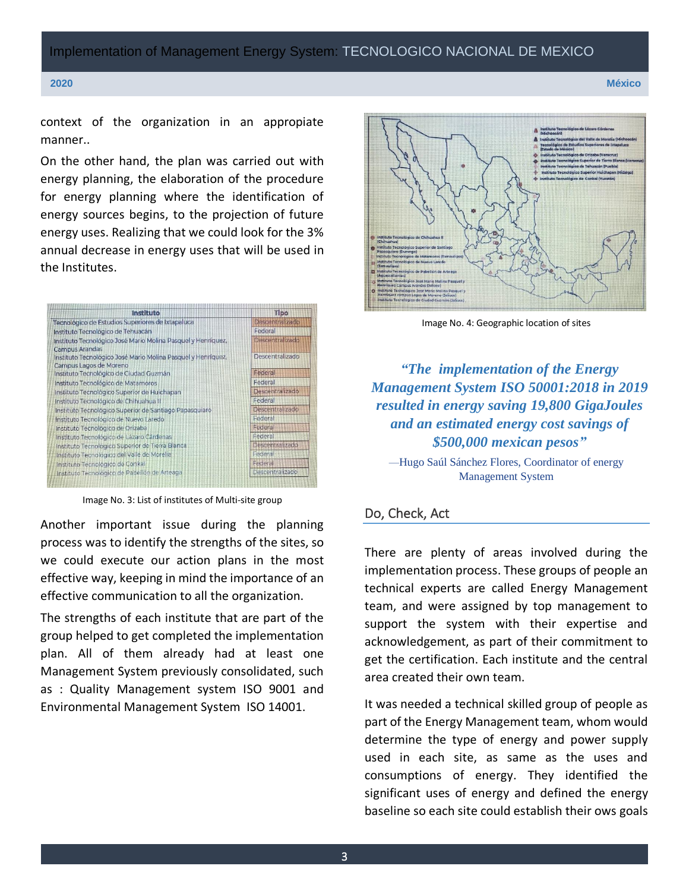context of the organization in an appropiate manner..

On the other hand, the plan was carried out with energy planning, the elaboration of the procedure for energy planning where the identification of energy sources begins, to the projection of future energy uses. Realizing that we could look for the 3% annual decrease in energy uses that will be used in the Institutes.

| Instituto | Tipo |
|---|---|
| Tecnológico de Estudios Superiores de Ixtapaluca | Descentralizado |
| Instituto Tecnológico de Tehuacán | Federal |
| Instituto Tecnológico José Mario Molina Pasquel y Henríquez, Campus Arandas | Descentralizado |
| Instituto Tecnológico José Mario Molina Pasquel y Henríquez, Campus Lagos de Moreno | Descentralizado |
| Instituto Tecnológico de Ciudad Guzmán | Federal |
| Instituto Tecnológico de Matamoros | Federal |
| Instituto Tecnológico Superior de Huichapan | Descentralizado |
| Instituto Tecnológico de Chihuahua II | Federal |
| Instituto Tecnológico Superior de Santiago Papasquiaro | Descentralizado |
| Instituto Tecnológico de Nuevo Laredo | Federal |
| Instituto Tecnológico de Orizaba | Federal |
| Instituto Tecnológico de Lázaro Cárdenas | Federal |
| Instituto Tecnológico Superior de Tierra Blanca | Descentralizado |
| Instituto Tecnológico del Valle de Morelia | Federal |
| Instituto Tecnológico de Conkal | Federal |
| Instituto Tecnológico de Pabellón de Arteaga | Descentralizado |

Image No. 3: List of institutes of Multi-site group

Another important issue during the planning process was to identify the strengths of the sites, so we could execute our action plans in the most effective way, keeping in mind the importance of an effective communication to all the organization.

The strengths of each institute that are part of the group helped to get completed the implementation plan. All of them already had at least one Management System previously consolidated, such as : Quality Management system ISO 9001 and Environmental Management System ISO 14001.

Image No. 4: Geographic location of sites

> ***"The implementation of the Energy Management System ISO 50001:2018 in 2019 resulted in energy saving 19,800 GigaJoules and an estimated energy cost savings of $500,000 mexican pesos"***
>
> —Hugo Saúl Sánchez Flores, Coordinator of energy Management System

## Do, Check, Act

There are plenty of areas involved during the implementation process. These groups of people an technical experts are called Energy Management team, and were assigned by top management to support the system with their expertise and acknowledgement, as part of their commitment to get the certification. Each institute and the central area created their own team.

It was needed a technical skilled group of people as part of the Energy Management team, whom would determine the type of energy and power supply used in each site, as same as the uses and consumptions of energy. They identified the significant uses of energy and defined the energy baseline so each site could establish their ows goals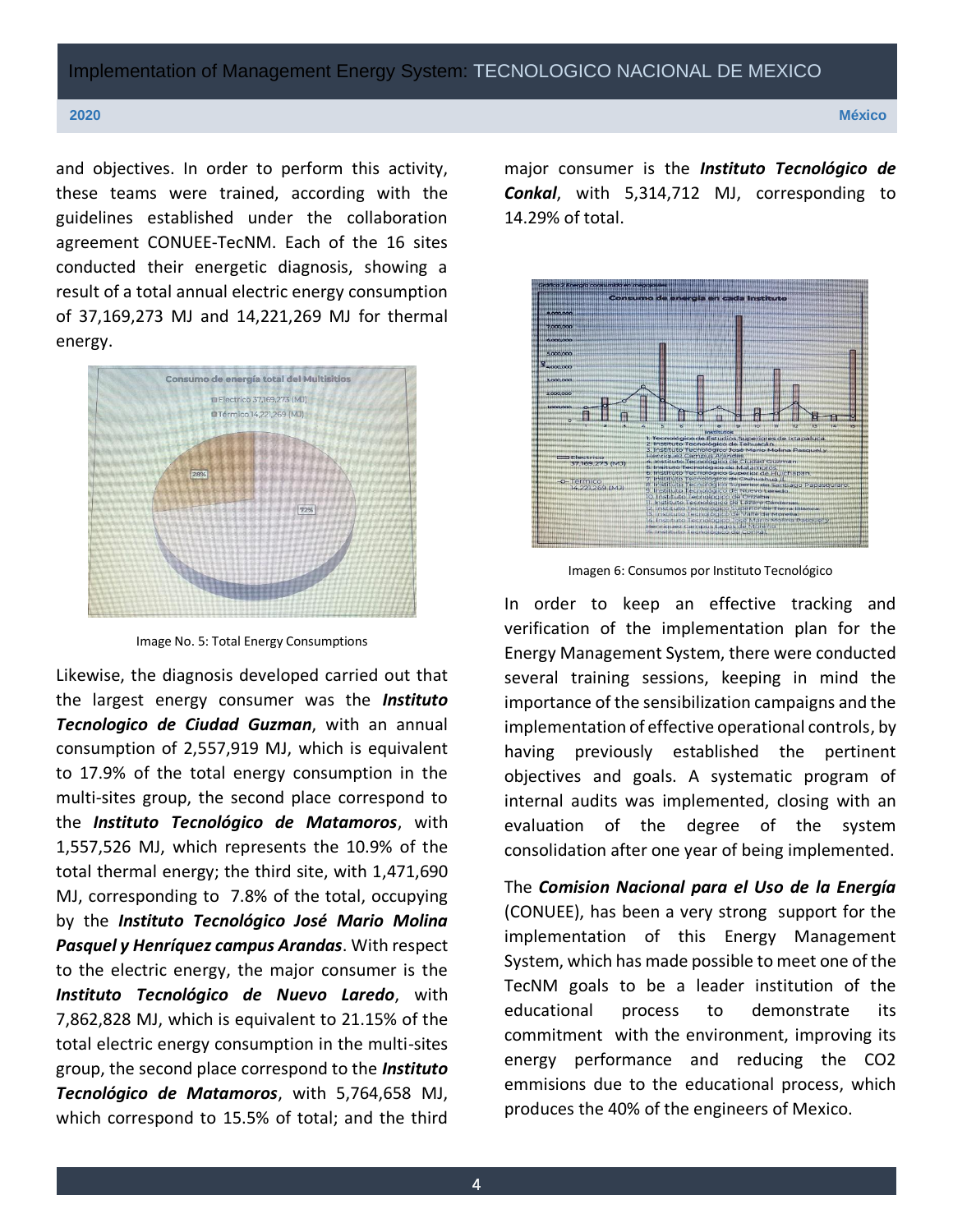and objectives. In order to perform this activity, these teams were trained, according with the guidelines established under the collaboration agreement CONUEE-TecNM. Each of the 16 sites conducted their energetic diagnosis, showing a result of a total annual electric energy consumption of 37,169,273 MJ and 14,221,269 MJ for thermal energy.

Image No. 5: Total Energy Consumptions

Likewise, the diagnosis developed carried out that the largest energy consumer was the ***Instituto Tecnologico de Ciudad Guzman***, with an annual consumption of 2,557,919 MJ, which is equivalent to 17.9% of the total energy consumption in the multi-sites group, the second place correspond to the ***Instituto Tecnológico de Matamoros***, with 1,557,526 MJ, which represents the 10.9% of the total thermal energy; the third site, with 1,471,690 MJ, corresponding to 7.8% of the total, occupying by the ***Instituto Tecnológico José Mario Molina Pasquel y Henríquez campus Arandas***. With respect to the electric energy, the major consumer is the ***Instituto Tecnológico de Nuevo Laredo***, with 7,862,828 MJ, which is equivalent to 21.15% of the total electric energy consumption in the multi-sites group, the second place correspond to the ***Instituto Tecnológico de Matamoros***, with 5,764,658 MJ, which correspond to 15.5% of total; and the third major consumer is the ***Instituto Tecnológico de Conkal***, with 5,314,712 MJ, corresponding to 14.29% of total.

Imagen 6: Consumos por Instituto Tecnológico

In order to keep an effective tracking and verification of the implementation plan for the Energy Management System, there were conducted several training sessions, keeping in mind the importance of the sensibilization campaigns and the implementation of effective operational controls, by having previously established the pertinent objectives and goals. A systematic program of internal audits was implemented, closing with an evaluation of the degree of the system consolidation after one year of being implemented.

The ***Comision Nacional para el Uso de la Energía*** (CONUEE), has been a very strong support for the implementation of this Energy Management System, which has made possible to meet one of the TecNM goals to be a leader institution of the educational process to demonstrate its commitment with the environment, improving its energy performance and reducing the $CO_2$ emmisions due to the educational process, which produces the 40% of the engineers of Mexico.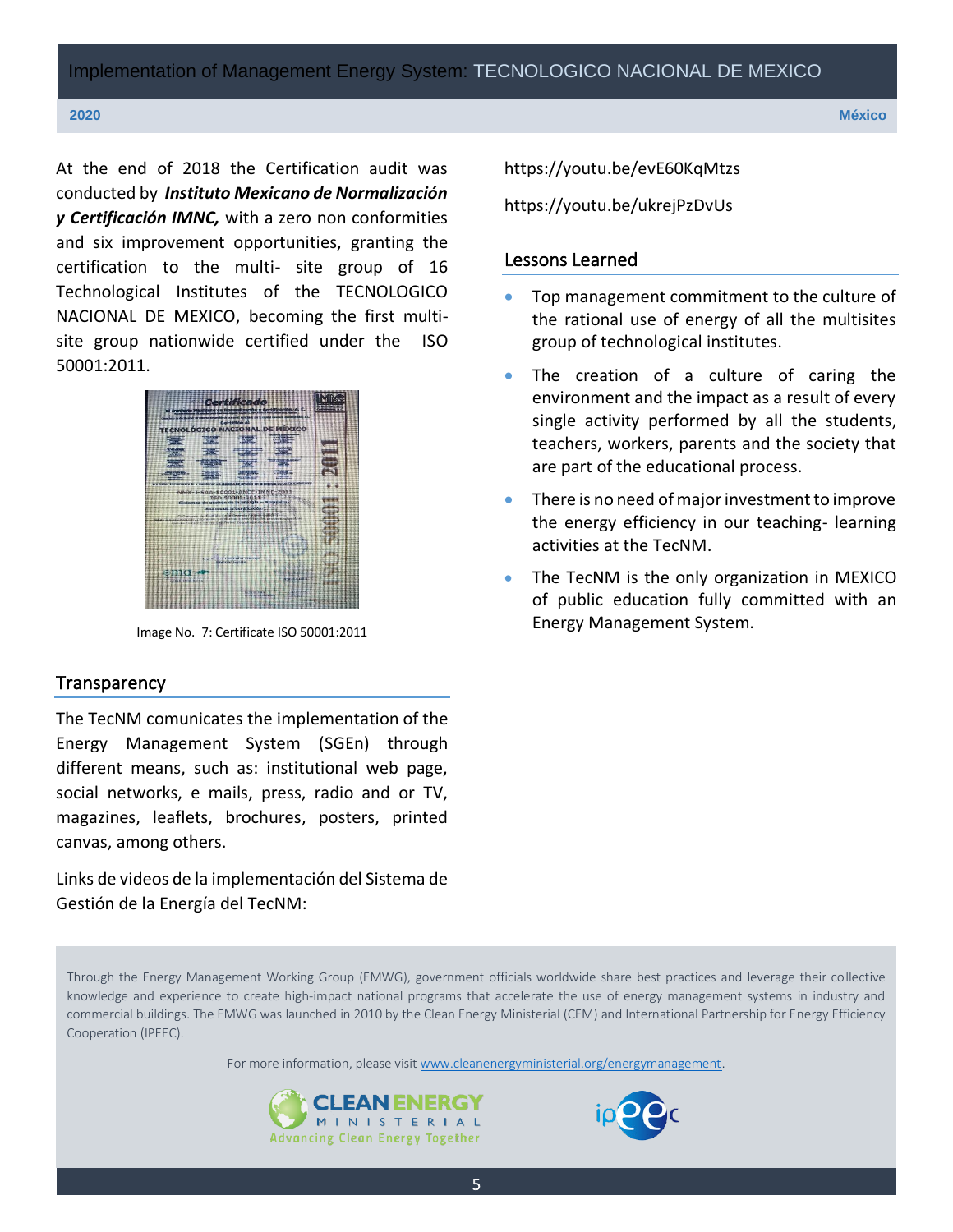At the end of 2018 the Certification audit was conducted by ***Instituto Mexicano de Normalización y Certificación IMNC,*** with a zero non conformities and six improvement opportunities, granting the certification to the multi- site group of 16 Technological Institutes of the TECNOLOGICO NACIONAL DE MEXICO, becoming the first multi-site group nationwide certified under the ISO 50001:2011.

Image No. 7: Certificate ISO 50001:2011

## Transparency

The TecNM comunicates the implementation of the Energy Management System (SGEn) through different means, such as: institutional web page, social networks, e mails, press, radio and or TV, magazines, leaflets, brochures, posters, printed canvas, among others.

Links de videos de la implementación del Sistema de Gestión de la Energía del TecNM:

https://youtu.be/evE60KqMtzs

https://youtu.be/ukrejPzDvUs

## Lessons Learned

- Top management commitment to the culture of the rational use of energy of all the multisites group of technological institutes.
- The creation of a culture of caring the environment and the impact as a result of every single activity performed by all the students, teachers, workers, parents and the society that are part of the educational process.
- There is no need of major investment to improve the energy efficiency in our teaching- learning activities at the TecNM.
- The TecNM is the only organization in MEXICO of public education fully committed with an Energy Management System.

Through the Energy Management Working Group (EMWG), government officials worldwide share best practices and leverage their collective knowledge and experience to create high-impact national programs that accelerate the use of energy management systems in industry and commercial buildings. The EMWG was launched in 2010 by the Clean Energy Ministerial (CEM) and International Partnership for Energy Efficiency Cooperation (IPEEC).

For more information, please visit www.cleanenergyministerial.org/energymanagement.